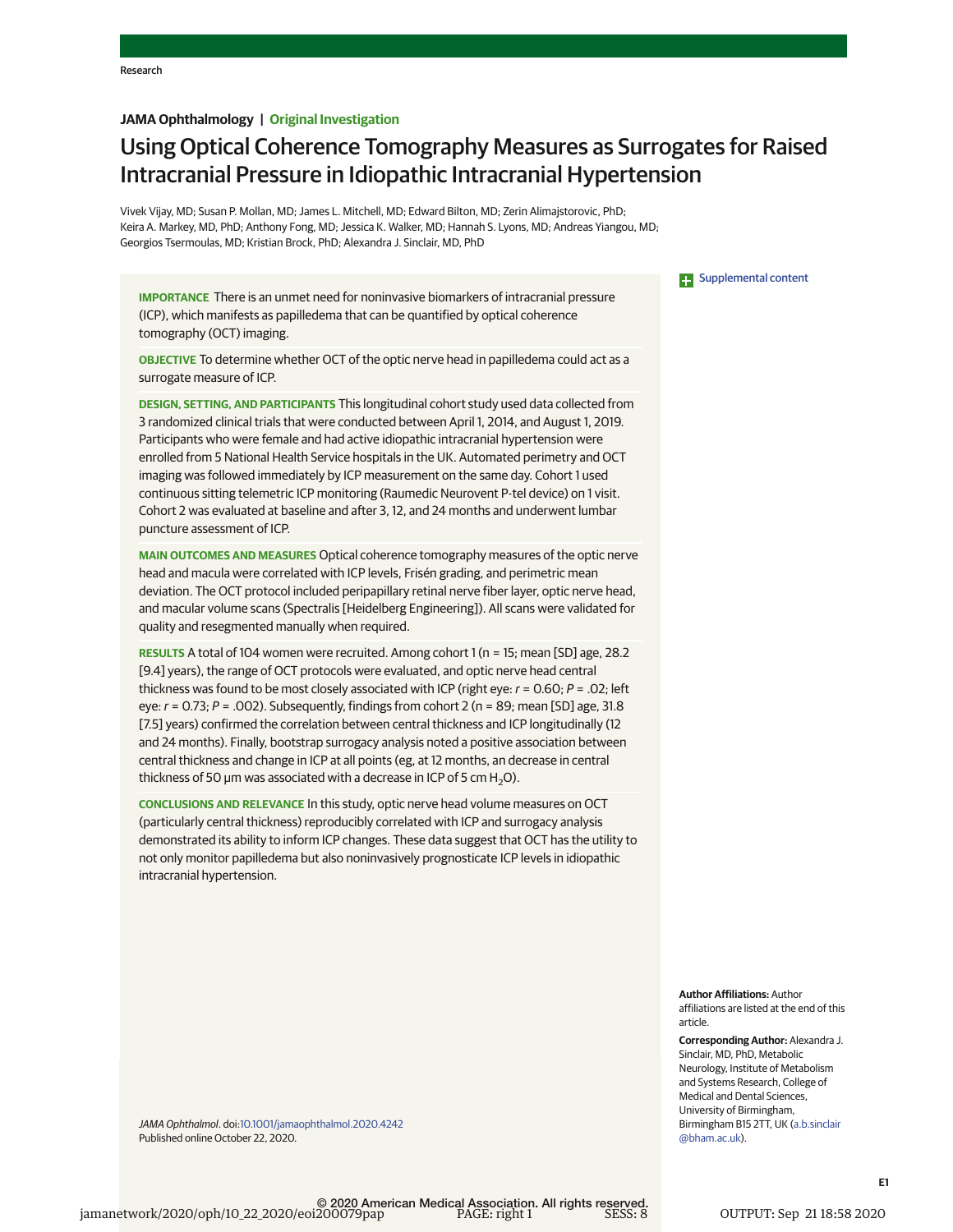Research

**JAMA Ophthalmology | Original Investigation**

# Using Optical Coherence Tomography Measures as Surrogates for Raised Intracranial Pressure in Idiopathic Intracranial Hypertension

Vivek Vijay, MD; Susan P. Mollan, MD; James L. Mitchell, MD; Edward Bilton, MD; Zerin Alimajstorovic, PhD; Keira A. Markey, MD, PhD; Anthony Fong, MD; Jessica K. Walker, MD; Hannah S. Lyons, MD; Andreas Yiangou, MD; Georgios Tsermoulas, MD; Kristian Brock, PhD; Alexandra J. Sinclair, MD, PhD

Supplemental content

**IMPORTANCE** There is an unmet need for noninvasive biomarkers of intracranial pressure (ICP), which manifests as papilledema that can be quantified by optical coherence tomography (OCT) imaging.

**OBJECTIVE** To determine whether OCT of the optic nerve head in papilledema could act as a surrogate measure of ICP.

**DESIGN, SETTING, AND PARTICIPANTS** This longitudinal cohort study used data collected from 3 randomized clinical trials that were conducted between April 1, 2014, and August 1, 2019. Participants who were female and had active idiopathic intracranial hypertension were enrolled from 5 National Health Service hospitals in the UK. Automated perimetry and OCT imaging was followed immediately by ICP measurement on the same day. Cohort 1 used continuous sitting telemetric ICP monitoring (Raumedic Neurovent P-tel device) on 1 visit. Cohort 2 was evaluated at baseline and after 3, 12, and 24 months and underwent lumbar puncture assessment of ICP.

**MAIN OUTCOMES AND MEASURES** Optical coherence tomography measures of the optic nerve head and macula were correlated with ICP levels, Frisén grading, and perimetric mean deviation. The OCT protocol included peripapillary retinal nerve fiber layer, optic nerve head, and macular volume scans (Spectralis [Heidelberg Engineering]). All scans were validated for quality and resegmented manually when required.

**RESULTS** A total of 104 women were recruited. Among cohort 1 (n = 15; mean [SD] age, 28.2 [9.4] years), the range of OCT protocols were evaluated, and optic nerve head central thickness was found to be most closely associated with ICP (right eye: $r = 0.60$; $P = .02$; left eye: $r = 0.73$; $P = .002$). Subsequently, findings from cohort 2 (n = 89; mean [SD] age, 31.8 [7.5] years) confirmed the correlation between central thickness and ICP longitudinally (12 and 24 months). Finally, bootstrap surrogacy analysis noted a positive association between central thickness and change in ICP at all points (eg, at 12 months, an decrease in central thickness of 50 μm was associated with a decrease in ICP of 5 cm $H_2O$).

**CONCLUSIONS AND RELEVANCE** In this study, optic nerve head volume measures on OCT (particularly central thickness) reproducibly correlated with ICP and surrogacy analysis demonstrated its ability to inform ICP changes. These data suggest that OCT has the utility to not only monitor papilledema but also noninvasively prognosticate ICP levels in idiopathic intracranial hypertension.

*JAMA Ophthalmol*. doi:10.1001/jamaophthalmol.2020.4242
Published online October 22, 2020.

**Author Affiliations:** Author affiliations are listed at the end of this article.

**Corresponding Author:** Alexandra J. Sinclair, MD, PhD, Metabolic Neurology, Institute of Metabolism and Systems Research, College of Medical and Dental Sciences, University of Birmingham, Birmingham B15 2TT, UK (a.b.sinclair@bham.ac.uk).

© 2020 American Medical Association. All rights reserved.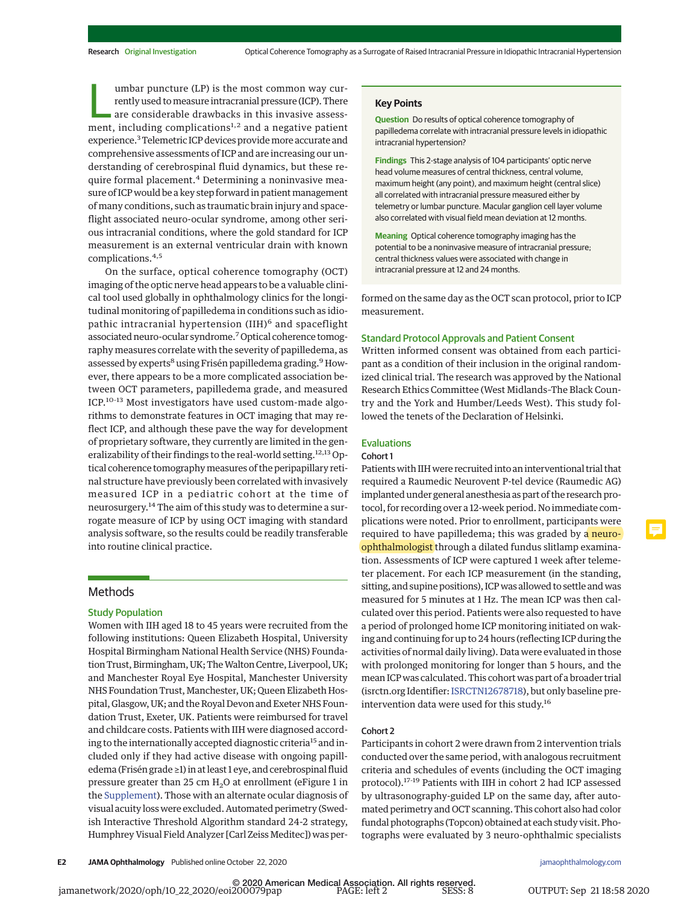Lumbar puncture (LP) is the most common way currently used to measure intracranial pressure (ICP). There are considerable drawbacks in this invasive assessment, including complications[1,2] and a negative patient experience.[3] Telemetric ICP devices provide more accurate and comprehensive assessments of ICP and are increasing our understanding of cerebrospinal fluid dynamics, but these require formal placement.[4] Determining a noninvasive measure of ICP would be a key step forward in patient management of many conditions, such as traumatic brain injury and spaceflight associated neuro-ocular syndrome, among other serious intracranial conditions, where the gold standard for ICP measurement is an external ventricular drain with known complications.[4,5]

On the surface, optical coherence tomography (OCT) imaging of the optic nerve head appears to be a valuable clinical tool used globally in ophthalmology clinics for the longitudinal monitoring of papilledema in conditions such as idiopathic intracranial hypertension (IIH)[6] and spaceflight associated neuro-ocular syndrome.[7] Optical coherence tomography measures correlate with the severity of papilledema, as assessed by experts[8] using Frisén papilledema grading.[9] However, there appears to be a more complicated association between OCT parameters, papilledema grade, and measured ICP.[10-13] Most investigators have used custom-made algorithms to demonstrate features in OCT imaging that may reflect ICP, and although these pave the way for development of proprietary software, they currently are limited in the generalizability of their findings to the real-world setting.[12,13] Optical coherence tomography measures of the peripapillary retinal structure have previously been correlated with invasively measured ICP in a pediatric cohort at the time of neurosurgery.[14] The aim of this study was to determine a surrogate measure of ICP by using OCT imaging with standard analysis software, so the results could be readily transferable into routine clinical practice.

> **Key Points**
>
> **Question** Do results of optical coherence tomography of papilledema correlate with intracranial pressure levels in idiopathic intracranial hypertension?
>
> **Findings** This 2-stage analysis of 104 participants' optic nerve head volume measures of central thickness, central volume, maximum height (any point), and maximum height (central slice) all correlated with intracranial pressure measured either by telemetry or lumbar puncture. Macular ganglion cell layer volume also correlated with visual field mean deviation at 12 months.
>
> **Meaning** Optical coherence tomography imaging has the potential to be a noninvasive measure of intracranial pressure; central thickness values were associated with change in intracranial pressure at 12 and 24 months.

## Methods

### Study Population

Women with IIH aged 18 to 45 years were recruited from the following institutions: Queen Elizabeth Hospital, University Hospital Birmingham National Health Service (NHS) Foundation Trust, Birmingham, UK; The Walton Centre, Liverpool, UK; and Manchester Royal Eye Hospital, Manchester University NHS Foundation Trust, Manchester, UK; Queen Elizabeth Hospital, Glasgow, UK; and the Royal Devon and Exeter NHS Foundation Trust, Exeter, UK. Patients were reimbursed for travel and childcare costs. Patients with IIH were diagnosed according to the internationally accepted diagnostic criteria[15] and included only if they had active disease with ongoing papilledema (Frisén grade ≥1) in at least 1 eye, and cerebrospinal fluid pressure greater than 25 cm $H_2O$ at enrollment (eFigure 1 in the Supplement). Those with an alternate ocular diagnosis of visual acuity loss were excluded. Automated perimetry (Swedish Interactive Threshold Algorithm standard 24-2 strategy, Humphrey Visual Field Analyzer [Carl Zeiss Meditec]) was performed on the same day as the OCT scan protocol, prior to ICP measurement.

### Standard Protocol Approvals and Patient Consent

Written informed consent was obtained from each participant as a condition of their inclusion in the original randomized clinical trial. The research was approved by the National Research Ethics Committee (West Midlands–The Black Country and the York and Humber/Leeds West). This study followed the tenets of the Declaration of Helsinki.

### Evaluations

#### Cohort 1

Patients with IIH were recruited into an interventional trial that required a Raumedic Neurovent P-tel device (Raumedic AG) implanted under general anesthesia as part of the research protocol, for recording over a 12-week period. No immediate complications were noted. Prior to enrollment, participants were required to have papilledema; this was graded by a neuro-ophthalmologist through a dilated fundus slitlamp examination. Assessments of ICP were captured 1 week after telemeter placement. For each ICP measurement (in the standing, sitting, and supine positions), ICP was allowed to settle and was measured for 5 minutes at 1 Hz. The mean ICP was then calculated over this period. Patients were also requested to have a period of prolonged home ICP monitoring initiated on waking and continuing for up to 24 hours (reflecting ICP during the activities of normal daily living). Data were evaluated in those with prolonged monitoring for longer than 5 hours, and the mean ICP was calculated. This cohort was part of a broader trial (isrctn.org Identifier: ISRCTN12678718), but only baseline pre-intervention data were used for this study.[16]

#### Cohort 2

Participants in cohort 2 were drawn from 2 intervention trials conducted over the same period, with analogous recruitment criteria and schedules of events (including the OCT imaging protocol).[17-19] Patients with IIH in cohort 2 had ICP assessed by ultrasonography-guided LP on the same day, after automated perimetry and OCT scanning. This cohort also had color fundal photographs (Topcon) obtained at each study visit. Photographs were evaluated by 3 neuro-ophthalmic specialists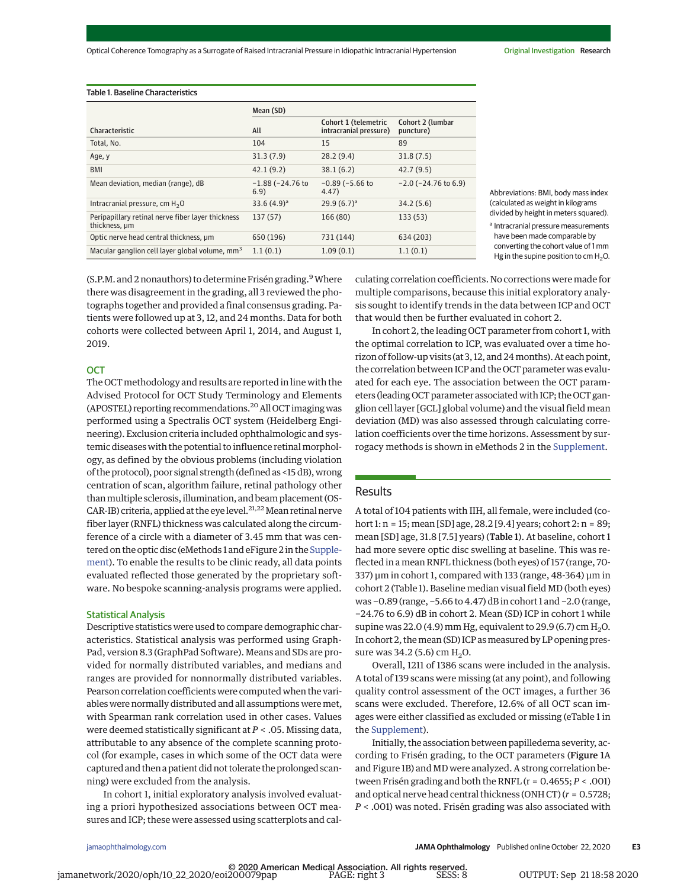Table 1. Baseline Characteristics

| Characteristic | Mean (SD) | | |
|---|---|---|---|
| | All | Cohort 1 (telemetric intracranial pressure) | Cohort 2 (lumbar puncture) |
| Total, No. | 104 | 15 | 89 |
| Age, y | 31.3 (7.9) | 28.2 (9.4) | 31.8 (7.5) |
| BMI | 42.1 (9.2) | 38.1 (6.2) | 42.7 (9.5) |
| Mean deviation, median (range), dB | −1.88 (−24.76 to 6.9) | −0.89 (−5.66 to 4.47) | −2.0 (−24.76 to 6.9) |
| Intracranial pressure, cm $H_2O$ | 33.6 (4.9)[a] | 29.9 (6.7)[a] | 34.2 (5.6) |
| Peripapillary retinal nerve fiber layer thickness thickness, µm | 137 (57) | 166 (80) | 133 (53) |
| Optic nerve head central thickness, µm | 650 (196) | 731 (144) | 634 (203) |
| Macular ganglion cell layer global volume, $mm^3$ | 1.1 (0.1) | 1.09 (0.1) | 1.1 (0.1) |

Abbreviations: BMI, body mass index (calculated as weight in kilograms divided by height in meters squared).

[a] Intracranial pressure measurements have been made comparable by converting the cohort value of 1 mm Hg in the supine position to cm $H_2O$.

(S.P.M. and 2 nonauthors) to determine Frisén grading.[9] Where there was disagreement in the grading, all 3 reviewed the photographs together and provided a final consensus grading. Patients were followed up at 3, 12, and 24 months. Data for both cohorts were collected between April 1, 2014, and August 1, 2019.

### OCT

The OCT methodology and results are reported in line with the Advised Protocol for OCT Study Terminology and Elements (APOSTEL) reporting recommendations.[20] All OCT imaging was performed using a Spectralis OCT system (Heidelberg Engineering). Exclusion criteria included ophthalmologic and systemic diseases with the potential to influence retinal morphology, as defined by the obvious problems (including violation of the protocol), poor signal strength (defined as <15 dB), wrong centration of scan, algorithm failure, retinal pathology other than multiple sclerosis, illumination, and beam placement (OSCAR-IB) criteria, applied at the eye level.[21,22] Mean retinal nerve fiber layer (RNFL) thickness was calculated along the circumference of a circle with a diameter of 3.45 mm that was centered on the optic disc (eMethods 1 and eFigure 2 in the Supplement). To enable the results to be clinic ready, all data points evaluated reflected those generated by the proprietary software. No bespoke scanning-analysis programs were applied.

### Statistical Analysis

Descriptive statistics were used to compare demographic characteristics. Statistical analysis was performed using GraphPad, version 8.3 (GraphPad Software). Means and SDs are provided for normally distributed variables, and medians and ranges are provided for nonnormally distributed variables. Pearson correlation coefficients were computed when the variables were normally distributed and all assumptions were met, with Spearman rank correlation used in other cases. Values were deemed statistically significant at $P < .05$. Missing data, attributable to any absence of the complete scanning protocol (for example, cases in which some of the OCT data were captured and then a patient did not tolerate the prolonged scanning) were excluded from the analysis.

In cohort 1, initial exploratory analysis involved evaluating a priori hypothesized associations between OCT measures and ICP; these were assessed using scatterplots and calculating correlation coefficients. No corrections were made for multiple comparisons, because this initial exploratory analysis sought to identify trends in the data between ICP and OCT that would then be further evaluated in cohort 2.

In cohort 2, the leading OCT parameter from cohort 1, with the optimal correlation to ICP, was evaluated over a time horizon of follow-up visits (at 3, 12, and 24 months). At each point, the correlation between ICP and the OCT parameter was evaluated for each eye. The association between the OCT parameters (leading OCT parameter associated with ICP; the OCT ganglion cell layer [GCL] global volume) and the visual field mean deviation (MD) was also assessed through calculating correlation coefficients over the time horizons. Assessment by surrogacy methods is shown in eMethods 2 in the Supplement.

## Results

A total of 104 patients with IIH, all female, were included (cohort 1: n = 15; mean [SD] age, 28.2 [9.4] years; cohort 2: n = 89; mean [SD] age, 31.8 [7.5] years) (**Table 1**). At baseline, cohort 1 had more severe optic disc swelling at baseline. This was reflected in a mean RNFL thickness (both eyes) of 157 (range, 70-337) µm in cohort 1, compared with 133 (range, 48-364) µm in cohort 2 (Table 1). Baseline median visual field MD (both eyes) was −0.89 (range, −5.66 to 4.47) dB in cohort 1 and −2.0 (range, −24.76 to 6.9) dB in cohort 2. Mean (SD) ICP in cohort 1 while supine was 22.0 (4.9) mm Hg, equivalent to 29.9 (6.7) cm $H_2O$. In cohort 2, the mean (SD) ICP as measured by LP opening pressure was 34.2 (5.6) cm $H_2O$.

Overall, 1211 of 1386 scans were included in the analysis. A total of 139 scans were missing (at any point), and following quality control assessment of the OCT images, a further 36 scans were excluded. Therefore, 12.6% of all OCT scan images were either classified as excluded or missing (eTable 1 in the Supplement).

Initially, the association between papilledema severity, according to Frisén grading, to the OCT parameters (**Figure 1**A and Figure 1B) and MD were analyzed. A strong correlation between Frisén grading and both the RNFL ($r = 0.4655$; $P < .001$) and optical nerve head central thickness (ONH CT) ($r = 0.5728$; $P < .001$) was noted. Frisén grading was also associated with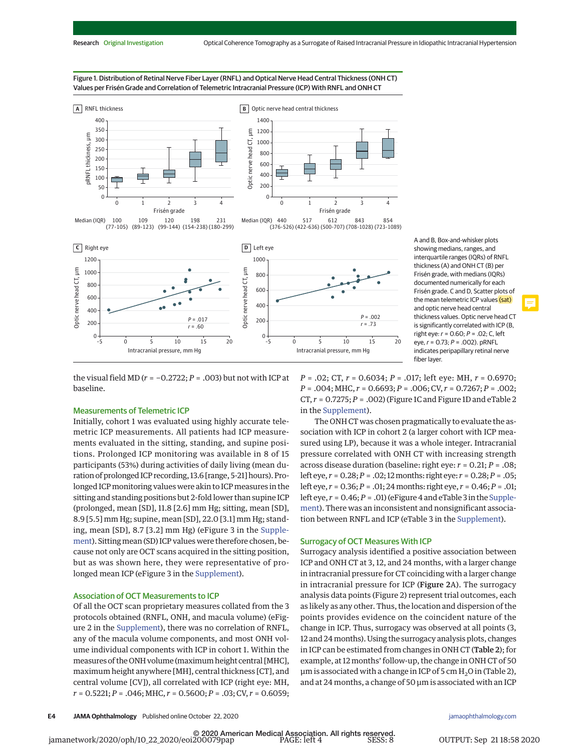Figure 1. Distribution of Retinal Nerve Fiber Layer (RNFL) and Optical Nerve Head Central Thickness (ONH CT) Values per Frisén Grade and Correlation of Telemetric Intracranial Pressure (ICP) With RNFL and ONH CT

| Frisén grade | 0 | 1 | 2 | 3 | 4 |
|---|---|---|---|---|---|
| A. RNFL thickness, Median (IQR) | 100 (77-105) | 109 (89-123) | 120 (99-144) | 198 (154-238) | 231 (180-299) |
| B. Optic nerve head central thickness, Median (IQR) | 440 (376-526) | 517 (422-636) | 612 (500-707) | 843 (708-1028) | 854 (723-1089) |

C Right eye: P = .017, r = .60

D Left eye: P = .002, r = .73

A and B, Box-and-whisker plots showing medians, ranges, and interquartile ranges (IQRs) of RNFL thickness (A) and ONH CT (B) per Frisén grade, with medians (IQRs) documented numerically for each Frisén grade. C and D, Scatter plots of the mean telemetric ICP values (sat) and optic nerve head central thickness values. Optic nerve head CT is significantly correlated with ICP (B, right eye: r = 0.60; P = .02; C, left eye, r = 0.73; P = .002). pRNFL indicates peripapillary retinal nerve fiber layer.

the visual field MD (r = −0.2722; P = .003) but not with ICP at baseline.

## Measurements of Telemetric ICP

Initially, cohort 1 was evaluated using highly accurate telemetric ICP measurements. All patients had ICP measurements evaluated in the sitting, standing, and supine positions. Prolonged ICP monitoring was available in 8 of 15 participants (53%) during activities of daily living (mean duration of prolonged ICP recording, 13.6 [range, 5-21] hours). Prolonged ICP monitoring values were akin to ICP measures in the sitting and standing positions but 2-fold lower than supine ICP (prolonged, mean [SD], 11.8 [2.6] mm Hg; sitting, mean [SD], 8.9 [5.5] mm Hg; supine, mean [SD], 22.0 [3.1] mm Hg; standing, mean [SD], 8.7 [3.2] mm Hg) (eFigure 3 in the Supplement). Sitting mean (SD) ICP values were therefore chosen, because not only are OCT scans acquired in the sitting position, but as was shown here, they were representative of prolonged mean ICP (eFigure 3 in the Supplement).

## Association of OCT Measurements to ICP

Of all the OCT scan proprietary measures collated from the 3 protocols obtained (RNFL, ONH, and macula volume) (eFigure 2 in the Supplement), there was no correlation of RNFL, any of the macula volume components, and most ONH volume individual components with ICP in cohort 1. Within the measures of the ONH volume (maximum height central [MHC], maximum height anywhere [MH], central thickness [CT], and central volume [CV]), all correlated with ICP (right eye: MH, r = 0.5221; P = .046; MHC, r = 0.5600; P = .03; CV, r = 0.6059; P = .02; CT, r = 0.6034; P = .017; left eye: MH, r = 0.6970; P = .004; MHC, r = 0.6693; P = .006; CV, r = 0.7267; P = .002; CT, r = 0.7275; P = .002) (Figure 1C and Figure 1D and eTable 2 in the Supplement).

The ONH CT was chosen pragmatically to evaluate the association with ICP in cohort 2 (a larger cohort with ICP measured using LP), because it was a whole integer. Intracranial pressure correlated with ONH CT with increasing strength across disease duration (baseline: right eye: r = 0.21; P = .08; left eye, r = 0.28; P = .02; 12 months: right eye: r = 0.28; P = .05; left eye, r = 0.36; P = .01; 24 months: right eye, r = 0.46; P = .01; left eye, r = 0.46; P = .01) (eFigure 4 and eTable 3 in the Supplement). There was an inconsistent and nonsignificant association between RNFL and ICP (eTable 3 in the Supplement).

## Surrogacy of OCT Measures With ICP

Surrogacy analysis identified a positive association between ICP and ONH CT at 3, 12, and 24 months, with a larger change in intracranial pressure for CT coinciding with a larger change in intracranial pressure for ICP (**Figure** 2A). The surrogacy analysis data points (Figure 2) represent trial outcomes, each as likely as any other. Thus, the location and dispersion of the points provides evidence on the coincident nature of the change in ICP. Thus, surrogacy was observed at all points (3, 12 and 24 months). Using the surrogacy analysis plots, changes in ICP can be estimated from changes in ONH CT (**Table 2**); for example, at 12 months' follow-up, the change in ONH CT of 50 µm is associated with a change in ICP of 5 cm $H_2O$ in (Table 2), and at 24 months, a change of 50 µm is associated with an ICP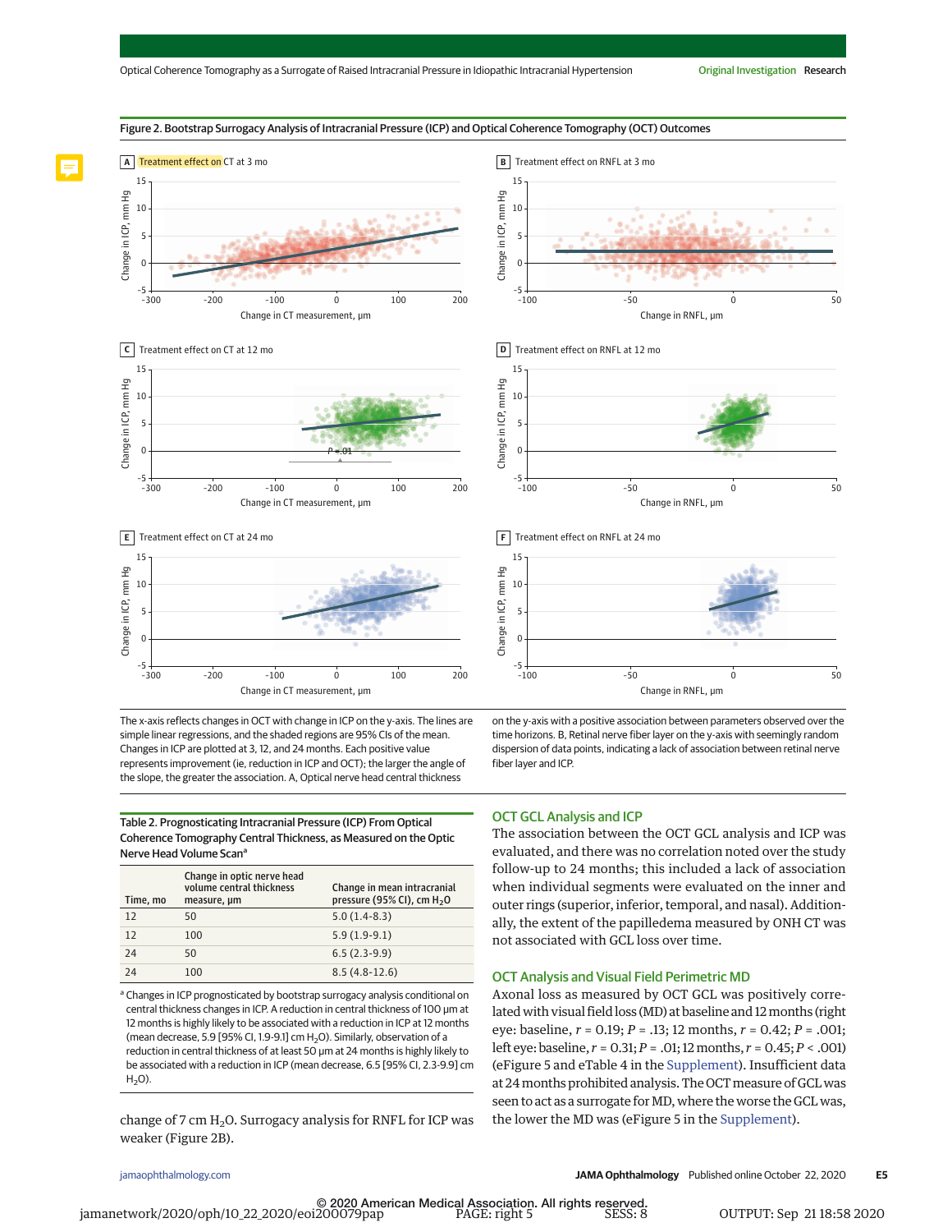Figure 2. Bootstrap Surrogacy Analysis of Intracranial Pressure (ICP) and Optical Coherence Tomography (OCT) Outcomes

A Treatment effect on CT at 3 mo

B Treatment effect on RNFL at 3 mo

C Treatment effect on CT at 12 mo

D Treatment effect on RNFL at 12 mo

E Treatment effect on CT at 24 mo

F Treatment effect on RNFL at 24 mo

The x-axis reflects changes in OCT with change in ICP on the y-axis. The lines are simple linear regressions, and the shaded regions are 95% CIs of the mean. Changes in ICP are plotted at 3, 12, and 24 months. Each positive value represents improvement (ie, reduction in ICP and OCT); the larger the angle of the slope, the greater the association. A, Optical nerve head central thickness on the y-axis with a positive association between parameters observed over the time horizons. B, Retinal nerve fiber layer on the y-axis with seemingly random dispersion of data points, indicating a lack of association between retinal nerve fiber layer and ICP.

Table 2. Prognosticating Intracranial Pressure (ICP) From Optical Coherence Tomography Central Thickness, as Measured on the Optic Nerve Head Volume Scan[a]

| Time, mo | Change in optic nerve head volume central thickness measure, μm | Change in mean intracranial pressure (95% CI), cm $H_2O$ |
|---|---|---|
| 12 | 50 | 5.0 (1.4-8.3) |
| 12 | 100 | 5.9 (1.9-9.1) |
| 24 | 50 | 6.5 (2.3-9.9) |
| 24 | 100 | 8.5 (4.8-12.6) |

[a] Changes in ICP prognosticated by bootstrap surrogacy analysis conditional on central thickness changes in ICP. A reduction in central thickness of 100 μm at 12 months is highly likely to be associated with a reduction in ICP at 12 months (mean decrease, 5.9 [95% CI, 1.9-9.1] cm $H_2O$). Similarly, observation of a reduction in central thickness of at least 50 μm at 24 months is highly likely to be associated with a reduction in ICP (mean decrease, 6.5 [95% CI, 2.3-9.9] cm $H_2O$).

change of 7 cm $H_2O$. Surrogacy analysis for RNFL for ICP was weaker (Figure 2B).

## OCT GCL Analysis and ICP

The association between the OCT GCL analysis and ICP was evaluated, and there was no correlation noted over the study follow-up to 24 months; this included a lack of association when individual segments were evaluated on the inner and outer rings (superior, inferior, temporal, and nasal). Additionally, the extent of the papilledema measured by ONH CT was not associated with GCL loss over time.

## OCT Analysis and Visual Field Perimetric MD

Axonal loss as measured by OCT GCL was positively correlated with visual field loss (MD) at baseline and 12 months (right eye: baseline, $r = 0.19$; $P = .13$; 12 months, $r = 0.42$; $P = .001$; left eye: baseline, $r = 0.31$; $P = .01$; 12 months, $r = 0.45$; $P < .001$) (eFigure 5 and eTable 4 in the Supplement). Insufficient data at 24 months prohibited analysis. The OCT measure of GCL was seen to act as a surrogate for MD, where the worse the GCL was, the lower the MD was (eFigure 5 in the Supplement).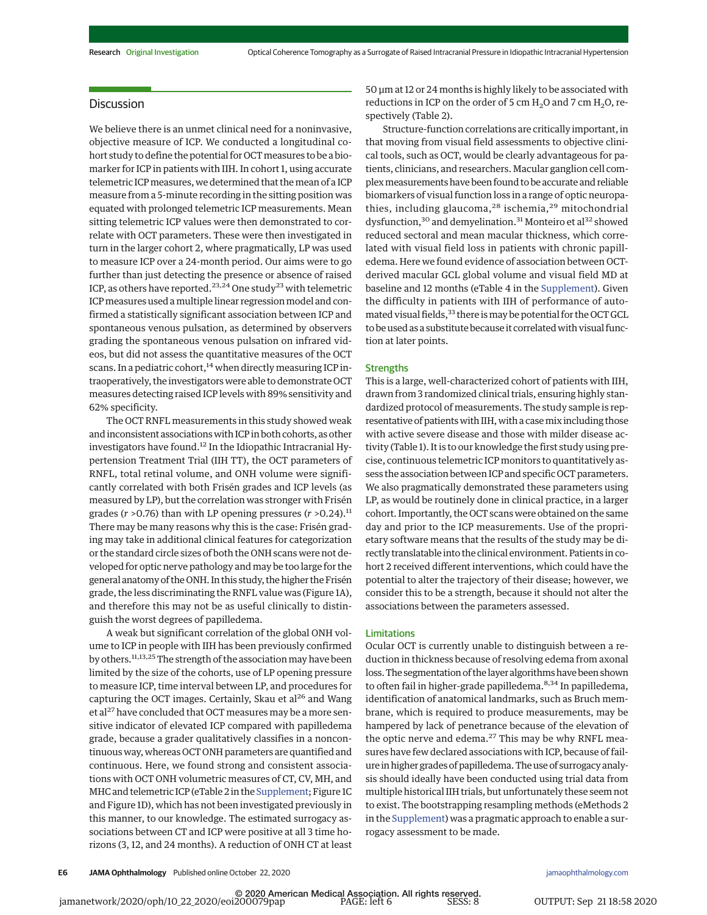## Discussion

We believe there is an unmet clinical need for a noninvasive, objective measure of ICP. We conducted a longitudinal cohort study to define the potential for OCT measures to be a biomarker for ICP in patients with IIH. In cohort 1, using accurate telemetric ICP measures, we determined that the mean of a ICP measure from a 5-minute recording in the sitting position was equated with prolonged telemetric ICP measurements. Mean sitting telemetric ICP values were then demonstrated to correlate with OCT parameters. These were then investigated in turn in the larger cohort 2, where pragmatically, LP was used to measure ICP over a 24-month period. Our aims were to go further than just detecting the presence or absence of raised ICP, as others have reported.[23,24] One study[23] with telemetric ICP measures used a multiple linear regression model and confirmed a statistically significant association between ICP and spontaneous venous pulsation, as determined by observers grading the spontaneous venous pulsation on infrared videos, but did not assess the quantitative measures of the OCT scans. In a pediatric cohort,[14] when directly measuring ICP intraoperatively, the investigators were able to demonstrate OCT measures detecting raised ICP levels with 89% sensitivity and 62% specificity.

The OCT RNFL measurements in this study showed weak and inconsistent associations with ICP in both cohorts, as other investigators have found.[12] In the Idiopathic Intracranial Hypertension Treatment Trial (IIH TT), the OCT parameters of RNFL, total retinal volume, and ONH volume were significantly correlated with both Frisén grades and ICP levels (as measured by LP), but the correlation was stronger with Frisén grades ($r$ >0.76) than with LP opening pressures ($r$ >0.24).[11] There may be many reasons why this is the case: Frisén grading may take in additional clinical features for categorization or the standard circle sizes of both the ONH scans were not developed for optic nerve pathology and may be too large for the general anatomy of the ONH. In this study, the higher the Frisén grade, the less discriminating the RNFL value was (Figure 1A), and therefore this may not be as useful clinically to distinguish the worst degrees of papilledema.

A weak but significant correlation of the global ONH volume to ICP in people with IIH has been previously confirmed by others.[11,13,25] The strength of the association may have been limited by the size of the cohorts, use of LP opening pressure to measure ICP, time interval between LP, and procedures for capturing the OCT images. Certainly, Skau et al[26] and Wang et al[27] have concluded that OCT measures may be a more sensitive indicator of elevated ICP compared with papilledema grade, because a grader qualitatively classifies in a noncontinuous way, whereas OCT ONH parameters are quantified and continuous. Here, we found strong and consistent associations with OCT ONH volumetric measures of CT, CV, MH, and MHC and telemetric ICP (eTable 2 in the Supplement; Figure 1C and Figure 1D), which has not been investigated previously in this manner, to our knowledge. The estimated surrogacy associations between CT and ICP were positive at all 3 time horizons (3, 12, and 24 months). A reduction of ONH CT at least 50 μm at 12 or 24 months is highly likely to be associated with reductions in ICP on the order of 5 cm $H_2O$ and 7 cm $H_2O$, respectively (Table 2).

Structure-function correlations are critically important, in that moving from visual field assessments to objective clinical tools, such as OCT, would be clearly advantageous for patients, clinicians, and researchers. Macular ganglion cell complex measurements have been found to be accurate and reliable biomarkers of visual function loss in a range of optic neuropathies, including glaucoma,[28] ischemia,[29] mitochondrial dysfunction,[30] and demyelination.[31] Monteiro et al[32] showed reduced sectoral and mean macular thickness, which correlated with visual field loss in patients with chronic papilledema. Here we found evidence of association between OCT-derived macular GCL global volume and visual field MD at baseline and 12 months (eTable 4 in the Supplement). Given the difficulty in patients with IIH of performance of automated visual fields,[33] there is may be potential for the OCT GCL to be used as a substitute because it correlated with visual function at later points.

### Strengths

This is a large, well-characterized cohort of patients with IIH, drawn from 3 randomized clinical trials, ensuring highly standardized protocol of measurements. The study sample is representative of patients with IIH, with a case mix including those with active severe disease and those with milder disease activity (Table 1). It is to our knowledge the first study using precise, continuous telemetric ICP monitors to quantitatively assess the association between ICP and specific OCT parameters. We also pragmatically demonstrated these parameters using LP, as would be routinely done in clinical practice, in a larger cohort. Importantly, the OCT scans were obtained on the same day and prior to the ICP measurements. Use of the proprietary software means that the results of the study may be directly translatable into the clinical environment. Patients in cohort 2 received different interventions, which could have the potential to alter the trajectory of their disease; however, we consider this to be a strength, because it should not alter the associations between the parameters assessed.

### Limitations

Ocular OCT is currently unable to distinguish between a reduction in thickness because of resolving edema from axonal loss. The segmentation of the layer algorithms have been shown to often fail in higher-grade papilledema.[8,34] In papilledema, identification of anatomical landmarks, such as Bruch membrane, which is required to produce measurements, may be hampered by lack of penetrance because of the elevation of the optic nerve and edema.[27] This may be why RNFL measures have few declared associations with ICP, because of failure in higher grades of papilledema. The use of surrogacy analysis should ideally have been conducted using trial data from multiple historical IIH trials, but unfortunately these seem not to exist. The bootstrapping resampling methods (eMethods 2 in the Supplement) was a pragmatic approach to enable a surrogacy assessment to be made.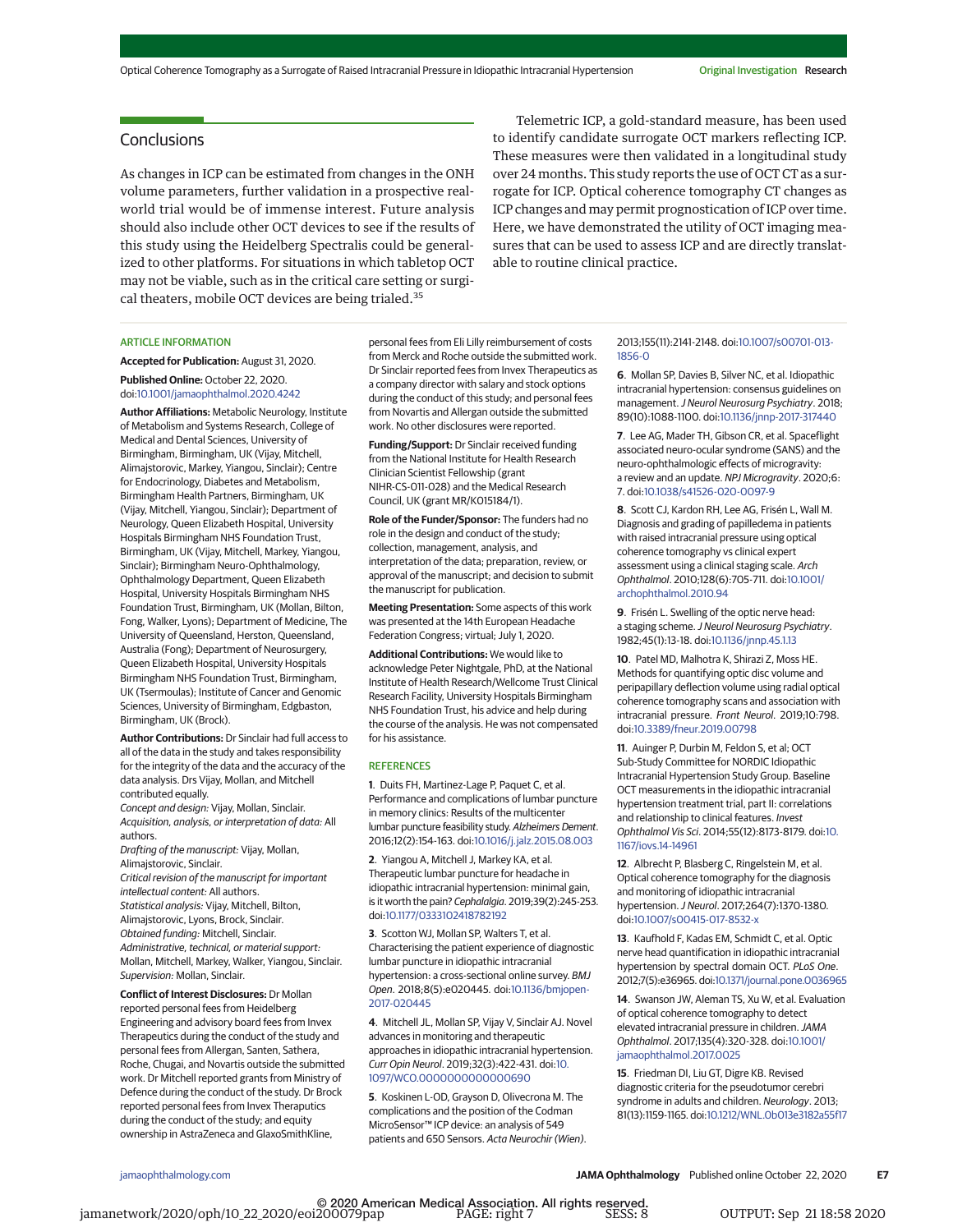## Conclusions

As changes in ICP can be estimated from changes in the ONH volume parameters, further validation in a prospective real-world trial would be of immense interest. Future analysis should also include other OCT devices to see if the results of this study using the Heidelberg Spectralis could be generalized to other platforms. For situations in which tabletop OCT may not be viable, such as in the critical care setting or surgical theaters, mobile OCT devices are being trialed.[35]

Telemetric ICP, a gold-standard measure, has been used to identify candidate surrogate OCT markers reflecting ICP. These measures were then validated in a longitudinal study over 24 months. This study reports the use of OCT CT as a surrogate for ICP. Optical coherence tomography CT changes as ICP changes and may permit prognostication of ICP over time. Here, we have demonstrated the utility of OCT imaging measures that can be used to assess ICP and are directly translatable to routine clinical practice.

### ARTICLE INFORMATION

**Accepted for Publication:** August 31, 2020.

**Published Online:** October 22, 2020. doi:10.1001/jamaophthalmol.2020.4242

**Author Affiliations:** Metabolic Neurology, Institute of Metabolism and Systems Research, College of Medical and Dental Sciences, University of Birmingham, Birmingham, UK (Vijay, Mitchell, Alimajstorovic, Markey, Yiangou, Sinclair); Centre for Endocrinology, Diabetes and Metabolism, Birmingham Health Partners, Birmingham, UK (Vijay, Mitchell, Yiangou, Sinclair); Department of Neurology, Queen Elizabeth Hospital, University Hospitals Birmingham NHS Foundation Trust, Birmingham, UK (Vijay, Mitchell, Markey, Yiangou, Sinclair); Birmingham Neuro-Ophthalmology, Ophthalmology Department, Queen Elizabeth Hospital, University Hospitals Birmingham NHS Foundation Trust, Birmingham, UK (Mollan, Bilton, Fong, Walker, Lyons); Department of Medicine, The University of Queensland, Herston, Queensland, Australia (Fong); Department of Neurosurgery, Queen Elizabeth Hospital, University Hospitals Birmingham NHS Foundation Trust, Birmingham, UK (Tsermoulas); Institute of Cancer and Genomic Sciences, University of Birmingham, Edgbaston, Birmingham, UK (Brock).

**Author Contributions:** Dr Sinclair had full access to all of the data in the study and takes responsibility for the integrity of the data and the accuracy of the data analysis. Drs Vijay, Mollan, and Mitchell contributed equally.

*Concept and design:* Vijay, Mollan, Sinclair.
*Acquisition, analysis, or interpretation of data:* All authors.
*Drafting of the manuscript:* Vijay, Mollan, Alimajstorovic, Sinclair.
*Critical revision of the manuscript for important intellectual content:* All authors.
*Statistical analysis:* Vijay, Mitchell, Bilton, Alimajstorovic, Lyons, Brock, Sinclair.
*Obtained funding:* Mitchell, Sinclair.
*Administrative, technical, or material support:* Mollan, Mitchell, Markey, Walker, Yiangou, Sinclair.
*Supervision:* Mollan, Sinclair.

**Conflict of Interest Disclosures:** Dr Mollan reported personal fees from Heidelberg Engineering and advisory board fees from Invex Therapeutics during the conduct of the study and personal fees from Allergan, Santen, Sathera, Roche, Chugai, and Novartis outside the submitted work. Dr Mitchell reported grants from Ministry of Defence during the conduct of the study. Dr Brock reported personal fees from Invex Therapeutics during the conduct of the study; and equity ownership in AstraZeneca and GlaxoSmithKline, personal fees from Eli Lilly reimbursement of costs from Merck and Roche outside the submitted work. Dr Sinclair reported fees from Invex Therapeutics as a company director with salary and stock options during the conduct of this study; and personal fees from Novartis and Allergan outside the submitted work. No other disclosures were reported.

**Funding/Support:** Dr Sinclair received funding from the National Institute for Health Research Clinician Scientist Fellowship (grant NIHR-CS-011-028) and the Medical Research Council, UK (grant MR/K015184/1).

**Role of the Funder/Sponsor:** The funders had no role in the design and conduct of the study; collection, management, analysis, and interpretation of the data; preparation, review, or approval of the manuscript; and decision to submit the manuscript for publication.

**Meeting Presentation:** Some aspects of this work was presented at the 14th European Headache Federation Congress; virtual; July 1, 2020.

**Additional Contributions:** We would like to acknowledge Peter Nightgale, PhD, at the National Institute of Health Research/Wellcome Trust Clinical Research Facility, University Hospitals Birmingham NHS Foundation Trust, his advice and help during the course of the analysis. He was not compensated for his assistance.

### REFERENCES

1. Duits FH, Martinez-Lage P, Paquet C, et al. Performance and complications of lumbar puncture in memory clinics: Results of the multicenter lumbar puncture feasibility study. *Alzheimers Dement*. 2016;12(2):154-163. doi:10.1016/j.jalz.2015.08.003

2. Yiangou A, Mitchell J, Markey KA, et al. Therapeutic lumbar puncture for headache in idiopathic intracranial hypertension: minimal gain, is it worth the pain? *Cephalalgia*. 2019;39(2):245-253. doi:10.1177/0333102418782192

3. Scotton WJ, Mollan SP, Walters T, et al. Characterising the patient experience of diagnostic lumbar puncture in idiopathic intracranial hypertension: a cross-sectional online survey. *BMJ Open*. 2018;8(5):e020445. doi:10.1136/bmjopen-2017-020445

4. Mitchell JL, Mollan SP, Vijay V, Sinclair AJ. Novel advances in monitoring and therapeutic approaches in idiopathic intracranial hypertension. *Curr Opin Neurol*. 2019;32(3):422-431. doi:10.1097/WCO.0000000000000690

5. Koskinen L-OD, Grayson D, Olivecrona M. The complications and the position of the Codman MicroSensor™ ICP device: an analysis of 549 patients and 650 Sensors. *Acta Neurochir (Wien)*. 2013;155(11):2141-2148. doi:10.1007/s00701-013-1856-0

6. Mollan SP, Davies B, Silver NC, et al. Idiopathic intracranial hypertension: consensus guidelines on management. *J Neurol Neurosurg Psychiatry*. 2018;89(10):1088-1100. doi:10.1136/jnnp-2017-317440

7. Lee AG, Mader TH, Gibson CR, et al. Spaceflight associated neuro-ocular syndrome (SANS) and the neuro-ophthalmologic effects of microgravity: a review and an update. *NPJ Microgravity*. 2020;6:7. doi:10.1038/s41526-020-0097-9

8. Scott CJ, Kardon RH, Lee AG, Frisén L, Wall M. Diagnosis and grading of papilledema in patients with raised intracranial pressure using optical coherence tomography vs clinical expert assessment using a clinical staging scale. *Arch Ophthalmol*. 2010;128(6):705-711. doi:10.1001/archophthalmol.2010.94

9. Frisén L. Swelling of the optic nerve head: a staging scheme. *J Neurol Neurosurg Psychiatry*. 1982;45(1):13-18. doi:10.1136/jnnp.45.1.13

10. Patel MD, Malhotra K, Shirazi Z, Moss HE. Methods for quantifying optic disc volume and peripapillary deflection volume using radial optical coherence tomography scans and association with intracranial pressure. *Front Neurol*. 2019;10:798. doi:10.3389/fneur.2019.00798

11. Auinger P, Durbin M, Feldon S, et al; OCT Sub-Study Committee for NORDIC Idiopathic Intracranial Hypertension Study Group. Baseline OCT measurements in the idiopathic intracranial hypertension treatment trial, part II: correlations and relationship to clinical features. *Invest Ophthalmol Vis Sci*. 2014;55(12):8173-8179. doi:10.1167/iovs.14-14961

12. Albrecht P, Blasberg C, Ringelstein M, et al. Optical coherence tomography for the diagnosis and monitoring of idiopathic intracranial hypertension. *J Neurol*. 2017;264(7):1370-1380. doi:10.1007/s00415-017-8532-x

13. Kaufhold F, Kadas EM, Schmidt C, et al. Optic nerve head quantification in idiopathic intracranial hypertension by spectral domain OCT. *PLoS One*. 2012;7(5):e36965. doi:10.1371/journal.pone.0036965

14. Swanson JW, Aleman TS, Xu W, et al. Evaluation of optical coherence tomography to detect elevated intracranial pressure in children. *JAMA Ophthalmol*. 2017;135(4):320-328. doi:10.1001/jamaophthalmol.2017.0025

15. Friedman DI, Liu GT, Digre KB. Revised diagnostic criteria for the pseudotumor cerebri syndrome in adults and children. *Neurology*. 2013;81(13):1159-1165. doi:10.1212/WNL.0b013e3182a55f17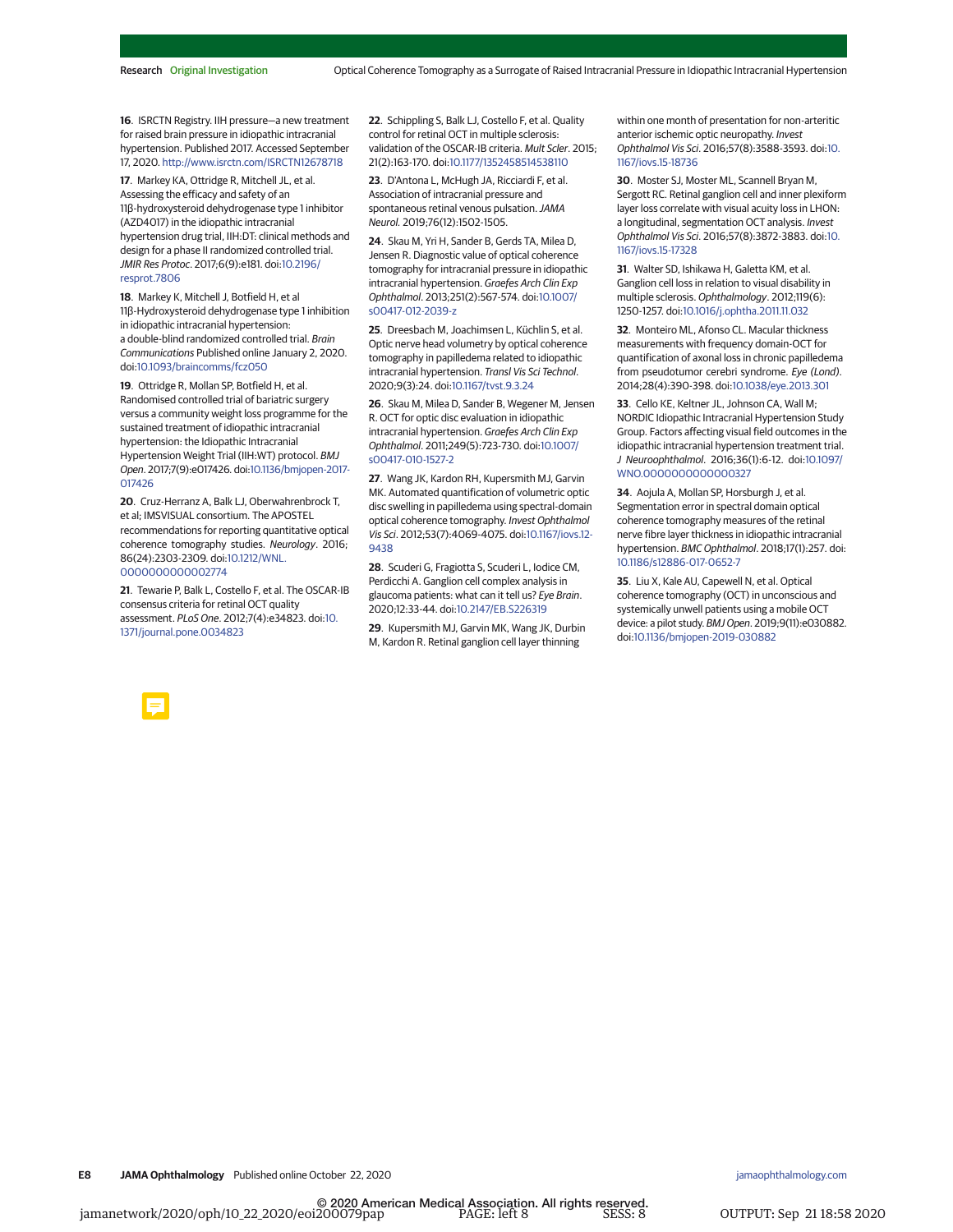16. ISRCTN Registry. IIH pressure—a new treatment for raised brain pressure in idiopathic intracranial hypertension. Published 2017. Accessed September 17, 2020. http://www.isrctn.com/ISRCTN12678718

17. Markey KA, Ottridge R, Mitchell JL, et al. Assessing the efficacy and safety of an 11β-hydroxysteroid dehydrogenase type 1 inhibitor (AZD4017) in the idiopathic intracranial hypertension drug trial, IIH:DT: clinical methods and design for a phase II randomized controlled trial. *JMIR Res Protoc*. 2017;6(9):e181. doi:10.2196/resprot.7806

18. Markey K, Mitchell J, Botfield H, et al 11β-Hydroxysteroid dehydrogenase type 1 inhibition in idiopathic intracranial hypertension: a double-blind randomized controlled trial. *Brain Communications* Published online January 2, 2020. doi:10.1093/braincomms/fcz050

19. Ottridge R, Mollan SP, Botfield H, et al. Randomised controlled trial of bariatric surgery versus a community weight loss programme for the sustained treatment of idiopathic intracranial hypertension: the Idiopathic Intracranial Hypertension Weight Trial (IIH:WT) protocol. *BMJ Open*. 2017;7(9):e017426. doi:10.1136/bmjopen-2017-017426

20. Cruz-Herranz A, Balk LJ, Oberwahrenbrock T, et al; IMSVISUAL consortium. The APOSTEL recommendations for reporting quantitative optical coherence tomography studies. *Neurology*. 2016; 86(24):2303-2309. doi:10.1212/WNL.0000000000002774

21. Tewarie P, Balk L, Costello F, et al. The OSCAR-IB consensus criteria for retinal OCT quality assessment. *PLoS One*. 2012;7(4):e34823. doi:10.1371/journal.pone.0034823

22. Schippling S, Balk LJ, Costello F, et al. Quality control for retinal OCT in multiple sclerosis: validation of the OSCAR-IB criteria. *Mult Scler*. 2015; 21(2):163-170. doi:10.1177/1352458514538110

23. D'Antona L, McHugh JA, Ricciardi F, et al. Association of intracranial pressure and spontaneous retinal venous pulsation. *JAMA Neurol*. 2019;76(12):1502-1505.

24. Skau M, Yri H, Sander B, Gerds TA, Milea D, Jensen R. Diagnostic value of optical coherence tomography for intracranial pressure in idiopathic intracranial hypertension. *Graefes Arch Clin Exp Ophthalmol*. 2013;251(2):567-574. doi:10.1007/s00417-012-2039-z

25. Dreesbach M, Joachimsen L, Küchlin S, et al. Optic nerve head volumetry by optical coherence tomography in papilledema related to idiopathic intracranial hypertension. *Transl Vis Sci Technol*. 2020;9(3):24. doi:10.1167/tvst.9.3.24

26. Skau M, Milea D, Sander B, Wegener M, Jensen R. OCT for optic disc evaluation in idiopathic intracranial hypertension. *Graefes Arch Clin Exp Ophthalmol*. 2011;249(5):723-730. doi:10.1007/s00417-010-1527-2

27. Wang JK, Kardon RH, Kupersmith MJ, Garvin MK. Automated quantification of volumetric optic disc swelling in papilledema using spectral-domain optical coherence tomography. *Invest Ophthalmol Vis Sci*. 2012;53(7):4069-4075. doi:10.1167/iovs.12-9438

28. Scuderi G, Fragiotta S, Scuderi L, Iodice CM, Perdicchi A. Ganglion cell complex analysis in glaucoma patients: what can it tell us? *Eye Brain*. 2020;12:33-44. doi:10.2147/EB.S226319

29. Kupersmith MJ, Garvin MK, Wang JK, Durbin M, Kardon R. Retinal ganglion cell layer thinning within one month of presentation for non-arteritic anterior ischemic optic neuropathy. *Invest Ophthalmol Vis Sci*. 2016;57(8):3588-3593. doi:10.1167/iovs.15-18736

30. Moster SJ, Moster ML, Scannell Bryan M, Sergott RC. Retinal ganglion cell and inner plexiform layer loss correlate with visual acuity loss in LHON: a longitudinal, segmentation OCT analysis. *Invest Ophthalmol Vis Sci*. 2016;57(8):3872-3883. doi:10.1167/iovs.15-17328

31. Walter SD, Ishikawa H, Galetta KM, et al. Ganglion cell loss in relation to visual disability in multiple sclerosis. *Ophthalmology*. 2012;119(6): 1250-1257. doi:10.1016/j.ophtha.2011.11.032

32. Monteiro ML, Afonso CL. Macular thickness measurements with frequency domain-OCT for quantification of axonal loss in chronic papilledema from pseudotumor cerebri syndrome. *Eye (Lond)*. 2014;28(4):390-398. doi:10.1038/eye.2013.301

33. Cello KE, Keltner JL, Johnson CA, Wall M; NORDIC Idiopathic Intracranial Hypertension Study Group. Factors affecting visual field outcomes in the idiopathic intracranial hypertension treatment trial. *J Neuroophthalmol*. 2016;36(1):6-12. doi:10.1097/WNO.0000000000000327

34. Aojula A, Mollan SP, Horsburgh J, et al. Segmentation error in spectral domain optical coherence tomography measures of the retinal nerve fibre layer thickness in idiopathic intracranial hypertension. *BMC Ophthalmol*. 2018;17(1):257. doi:10.1186/s12886-017-0652-7

35. Liu X, Kale AU, Capewell N, et al. Optical coherence tomography (OCT) in unconscious and systemically unwell patients using a mobile OCT device: a pilot study. *BMJ Open*. 2019;9(11):e030882. doi:10.1136/bmjopen-2019-030882